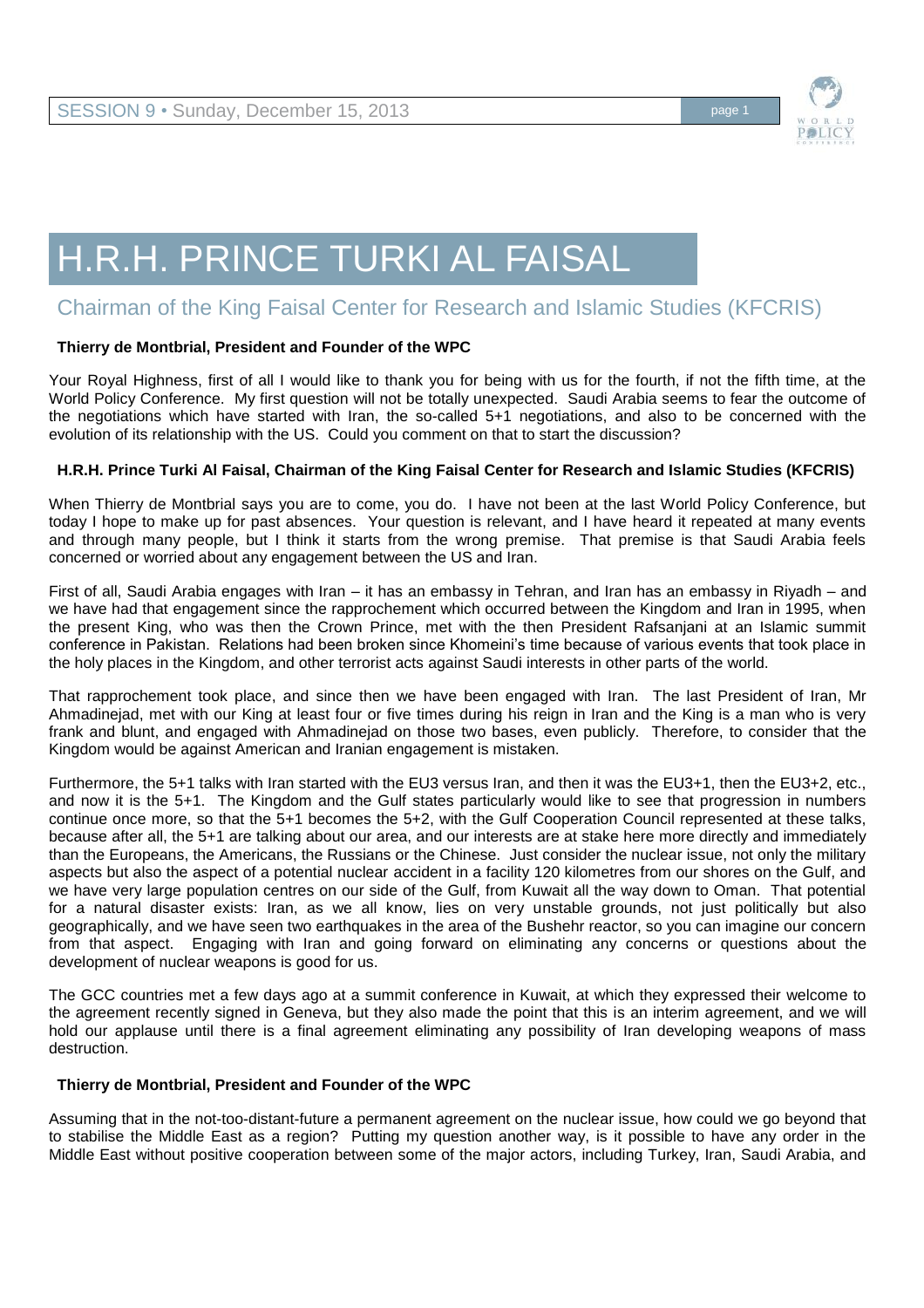# H.R.H. PRINCE TURKI AL FAISAL

## Chairman of the King Faisal Center for Research and Islamic Studies (KFCRIS)

**Thierry de Montbrial, President and Founder of the WPC**

Your Royal Highness, first of all I would like to thank you for being with us for the fourth, if not the fifth time, at the World Policy Conference. My first question will not be totally unexpected. Saudi Arabia seems to fear the outcome of the negotiations which have started with Iran, the so-called 5+1 negotiations, and also to be concerned with the evolution of its relationship with the US. Could you comment on that to start the discussion?

**H.R.H. Prince Turki Al Faisal, Chairman of the King Faisal Center for Research and Islamic Studies (KFCRIS)**

When Thierry de Montbrial says you are to come, you do. I have not been at the last World Policy Conference, but today I hope to make up for past absences. Your question is relevant, and I have heard it repeated at many events and through many people, but I think it starts from the wrong premise. That premise is that Saudi Arabia feels concerned or worried about any engagement between the US and Iran.

First of all, Saudi Arabia engages with Iran – it has an embassy in Tehran, and Iran has an embassy in Riyadh – and we have had that engagement since the rapprochement which occurred between the Kingdom and Iran in 1995, when the present King, who was then the Crown Prince, met with the then President Rafsanjani at an Islamic summit conference in Pakistan. Relations had been broken since Khomeini's time because of various events that took place in the holy places in the Kingdom, and other terrorist acts against Saudi interests in other parts of the world.

That rapprochement took place, and since then we have been engaged with Iran. The last President of Iran, Mr Ahmadinejad, met with our King at least four or five times during his reign in Iran and the King is a man who is very frank and blunt, and engaged with Ahmadinejad on those two bases, even publicly. Therefore, to consider that the Kingdom would be against American and Iranian engagement is mistaken.

Furthermore, the 5+1 talks with Iran started with the EU3 versus Iran, and then it was the EU3+1, then the EU3+2, etc., and now it is the 5+1. The Kingdom and the Gulf states particularly would like to see that progression in numbers continue once more, so that the 5+1 becomes the 5+2, with the Gulf Cooperation Council represented at these talks, because after all, the 5+1 are talking about our area, and our interests are at stake here more directly and immediately than the Europeans, the Americans, the Russians or the Chinese. Just consider the nuclear issue, not only the military aspects but also the aspect of a potential nuclear accident in a facility 120 kilometres from our shores on the Gulf, and we have very large population centres on our side of the Gulf, from Kuwait all the way down to Oman. That potential for a natural disaster exists: Iran, as we all know, lies on very unstable grounds, not just politically but also geographically, and we have seen two earthquakes in the area of the Bushehr reactor, so you can imagine our concern from that aspect. Engaging with Iran and going forward on eliminating any concerns or questions about the development of nuclear weapons is good for us.

The GCC countries met a few days ago at a summit conference in Kuwait, at which they expressed their welcome to the agreement recently signed in Geneva, but they also made the point that this is an interim agreement, and we will hold our applause until there is a final agreement eliminating any possibility of Iran developing weapons of mass destruction.

**Thierry de Montbrial, President and Founder of the WPC**

Assuming that in the not-too-distant-future a permanent agreement on the nuclear issue, how could we go beyond that to stabilise the Middle East as a region? Putting my question another way, is it possible to have any order in the Middle East without positive cooperation between some of the major actors, including Turkey, Iran, Saudi Arabia, and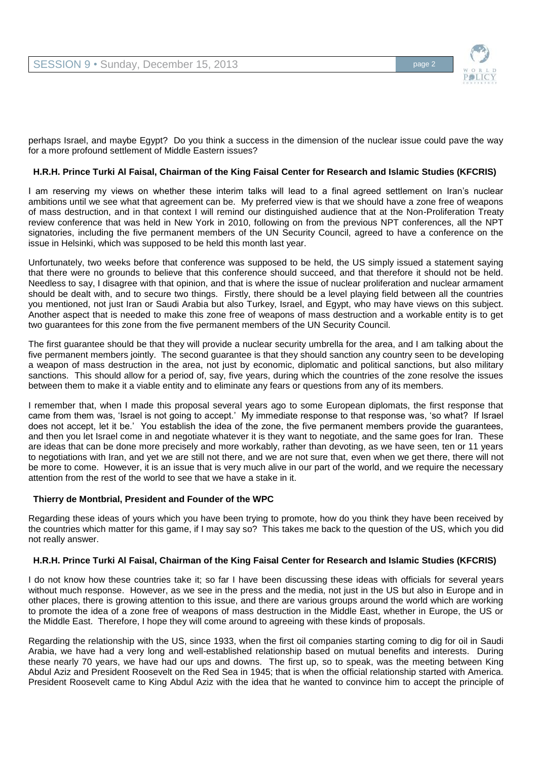perhaps Israel, and maybe Egypt? Do you think a success in the dimension of the nuclear issue could pave the way for a more profound settlement of Middle Eastern issues?

**H.R.H. Prince Turki Al Faisal, Chairman of the King Faisal Center for Research and Islamic Studies (KFCRIS)**

I am reserving my views on whether these interim talks will lead to a final agreed settlement on Iran's nuclear ambitions until we see what that agreement can be. My preferred view is that we should have a zone free of weapons of mass destruction, and in that context I will remind our distinguished audience that at the Non-Proliferation Treaty review conference that was held in New York in 2010, following on from the previous NPT conferences, all the NPT signatories, including the five permanent members of the UN Security Council, agreed to have a conference on the issue in Helsinki, which was supposed to be held this month last year.

Unfortunately, two weeks before that conference was supposed to be held, the US simply issued a statement saying that there were no grounds to believe that this conference should succeed, and that therefore it should not be held. Needless to say, I disagree with that opinion, and that is where the issue of nuclear proliferation and nuclear armament should be dealt with, and to secure two things. Firstly, there should be a level playing field between all the countries you mentioned, not just Iran or Saudi Arabia but also Turkey, Israel, and Egypt, who may have views on this subject. Another aspect that is needed to make this zone free of weapons of mass destruction and a workable entity is to get two guarantees for this zone from the five permanent members of the UN Security Council.

The first guarantee should be that they will provide a nuclear security umbrella for the area, and I am talking about the five permanent members jointly. The second guarantee is that they should sanction any country seen to be developing a weapon of mass destruction in the area, not just by economic, diplomatic and political sanctions, but also military sanctions. This should allow for a period of, say, five years, during which the countries of the zone resolve the issues between them to make it a viable entity and to eliminate any fears or questions from any of its members.

I remember that, when I made this proposal several years ago to some European diplomats, the first response that came from them was, 'Israel is not going to accept.' My immediate response to that response was, 'so what? If Israel does not accept, let it be.' You establish the idea of the zone, the five permanent members provide the guarantees, and then you let Israel come in and negotiate whatever it is they want to negotiate, and the same goes for Iran. These are ideas that can be done more precisely and more workably, rather than devoting, as we have seen, ten or 11 years to negotiations with Iran, and yet we are still not there, and we are not sure that, even when we get there, there will not be more to come. However, it is an issue that is very much alive in our part of the world, and we require the necessary attention from the rest of the world to see that we have a stake in it.

**Thierry de Montbrial, President and Founder of the WPC**

Regarding these ideas of yours which you have been trying to promote, how do you think they have been received by the countries which matter for this game, if I may say so? This takes me back to the question of the US, which you did not really answer.

**H.R.H. Prince Turki Al Faisal, Chairman of the King Faisal Center for Research and Islamic Studies (KFCRIS)**

I do not know how these countries take it; so far I have been discussing these ideas with officials for several years without much response. However, as we see in the press and the media, not just in the US but also in Europe and in other places, there is growing attention to this issue, and there are various groups around the world which are working to promote the idea of a zone free of weapons of mass destruction in the Middle East, whether in Europe, the US or the Middle East. Therefore, I hope they will come around to agreeing with these kinds of proposals.

Regarding the relationship with the US, since 1933, when the first oil companies starting coming to dig for oil in Saudi Arabia, we have had a very long and well-established relationship based on mutual benefits and interests. During these nearly 70 years, we have had our ups and downs. The first up, so to speak, was the meeting between King Abdul Aziz and President Roosevelt on the Red Sea in 1945; that is when the official relationship started with America. President Roosevelt came to King Abdul Aziz with the idea that he wanted to convince him to accept the principle of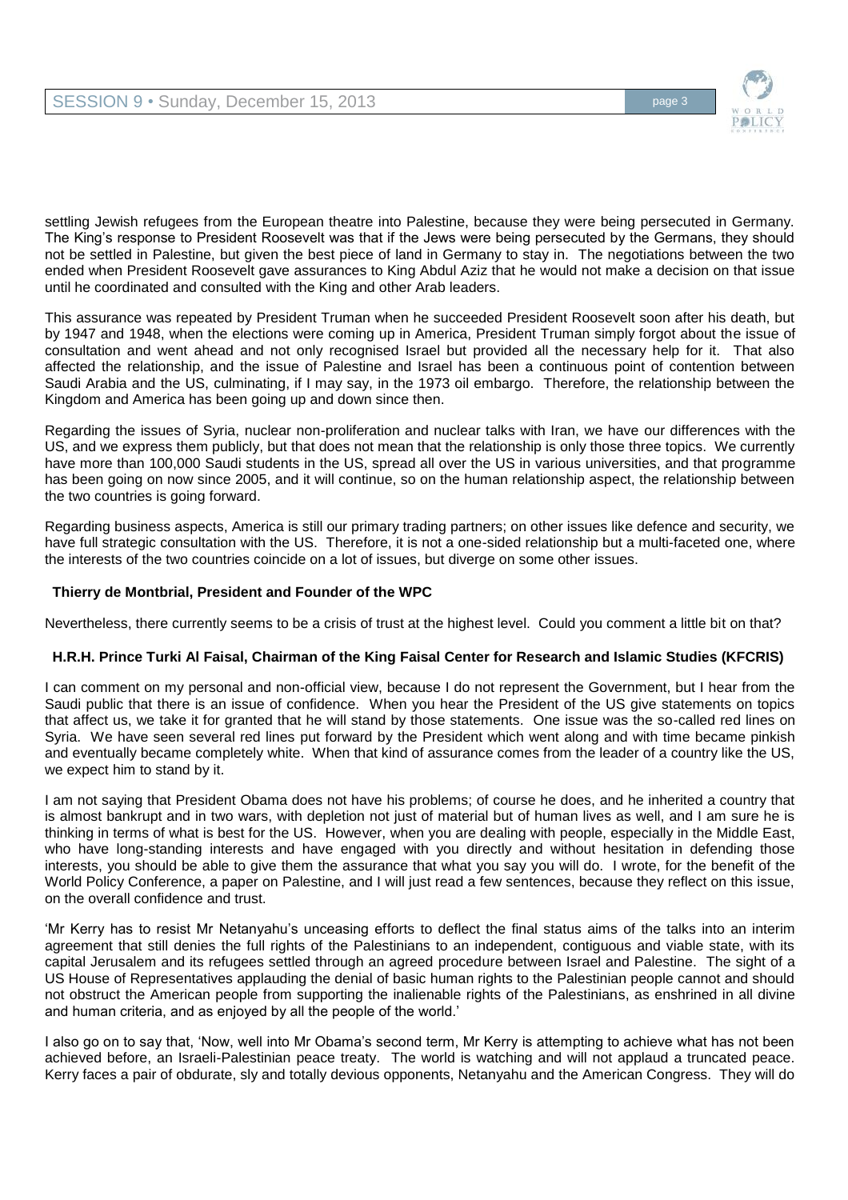settling Jewish refugees from the European theatre into Palestine, because they were being persecuted in Germany. The King's response to President Roosevelt was that if the Jews were being persecuted by the Germans, they should not be settled in Palestine, but given the best piece of land in Germany to stay in. The negotiations between the two ended when President Roosevelt gave assurances to King Abdul Aziz that he would not make a decision on that issue until he coordinated and consulted with the King and other Arab leaders.

This assurance was repeated by President Truman when he succeeded President Roosevelt soon after his death, but by 1947 and 1948, when the elections were coming up in America, President Truman simply forgot about the issue of consultation and went ahead and not only recognised Israel but provided all the necessary help for it. That also affected the relationship, and the issue of Palestine and Israel has been a continuous point of contention between Saudi Arabia and the US, culminating, if I may say, in the 1973 oil embargo. Therefore, the relationship between the Kingdom and America has been going up and down since then.

Regarding the issues of Syria, nuclear non-proliferation and nuclear talks with Iran, we have our differences with the US, and we express them publicly, but that does not mean that the relationship is only those three topics. We currently have more than 100,000 Saudi students in the US, spread all over the US in various universities, and that programme has been going on now since 2005, and it will continue, so on the human relationship aspect, the relationship between the two countries is going forward.

Regarding business aspects, America is still our primary trading partners; on other issues like defence and security, we have full strategic consultation with the US. Therefore, it is not a one-sided relationship but a multi-faceted one, where the interests of the two countries coincide on a lot of issues, but diverge on some other issues.

**Thierry de Montbrial, President and Founder of the WPC**

Nevertheless, there currently seems to be a crisis of trust at the highest level. Could you comment a little bit on that?

**H.R.H. Prince Turki Al Faisal, Chairman of the King Faisal Center for Research and Islamic Studies (KFCRIS)**

I can comment on my personal and non-official view, because I do not represent the Government, but I hear from the Saudi public that there is an issue of confidence. When you hear the President of the US give statements on topics that affect us, we take it for granted that he will stand by those statements. One issue was the so-called red lines on Syria. We have seen several red lines put forward by the President which went along and with time became pinkish and eventually became completely white. When that kind of assurance comes from the leader of a country like the US, we expect him to stand by it.

I am not saying that President Obama does not have his problems; of course he does, and he inherited a country that is almost bankrupt and in two wars, with depletion not just of material but of human lives as well, and I am sure he is thinking in terms of what is best for the US. However, when you are dealing with people, especially in the Middle East, who have long-standing interests and have engaged with you directly and without hesitation in defending those interests, you should be able to give them the assurance that what you say you will do. I wrote, for the benefit of the World Policy Conference, a paper on Palestine, and I will just read a few sentences, because they reflect on this issue, on the overall confidence and trust.

'Mr Kerry has to resist Mr Netanyahu's unceasing efforts to deflect the final status aims of the talks into an interim agreement that still denies the full rights of the Palestinians to an independent, contiguous and viable state, with its capital Jerusalem and its refugees settled through an agreed procedure between Israel and Palestine. The sight of a US House of Representatives applauding the denial of basic human rights to the Palestinian people cannot and should not obstruct the American people from supporting the inalienable rights of the Palestinians, as enshrined in all divine and human criteria, and as enjoyed by all the people of the world.'

I also go on to say that, 'Now, well into Mr Obama's second term, Mr Kerry is attempting to achieve what has not been achieved before, an Israeli-Palestinian peace treaty. The world is watching and will not applaud a truncated peace. Kerry faces a pair of obdurate, sly and totally devious opponents, Netanyahu and the American Congress. They will do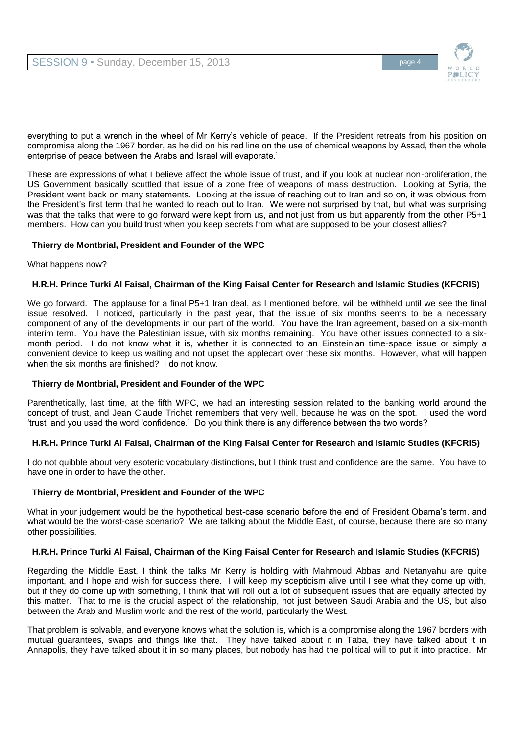everything to put a wrench in the wheel of Mr Kerry's vehicle of peace. If the President retreats from his position on compromise along the 1967 border, as he did on his red line on the use of chemical weapons by Assad, then the whole enterprise of peace between the Arabs and Israel will evaporate.'

These are expressions of what I believe affect the whole issue of trust, and if you look at nuclear non-proliferation, the US Government basically scuttled that issue of a zone free of weapons of mass destruction. Looking at Syria, the President went back on many statements. Looking at the issue of reaching out to Iran and so on, it was obvious from the President's first term that he wanted to reach out to Iran. We were not surprised by that, but what was surprising was that the talks that were to go forward were kept from us, and not just from us but apparently from the other P5+1 members. How can you build trust when you keep secrets from what are supposed to be your closest allies?

**Thierry de Montbrial, President and Founder of the WPC**

What happens now?

**H.R.H. Prince Turki Al Faisal, Chairman of the King Faisal Center for Research and Islamic Studies (KFCRIS)**

We go forward. The applause for a final P5+1 Iran deal, as I mentioned before, will be withheld until we see the final issue resolved. I noticed, particularly in the past year, that the issue of six months seems to be a necessary component of any of the developments in our part of the world. You have the Iran agreement, based on a six-month interim term. You have the Palestinian issue, with six months remaining. You have other issues connected to a six-month period. I do not know what it is, whether it is connected to an Einsteinian time-space issue or simply a convenient device to keep us waiting and not upset the applecart over these six months. However, what will happen when the six months are finished? I do not know.

**Thierry de Montbrial, President and Founder of the WPC**

Parenthetically, last time, at the fifth WPC, we had an interesting session related to the banking world around the concept of trust, and Jean Claude Trichet remembers that very well, because he was on the spot. I used the word 'trust' and you used the word 'confidence.' Do you think there is any difference between the two words?

**H.R.H. Prince Turki Al Faisal, Chairman of the King Faisal Center for Research and Islamic Studies (KFCRIS)**

I do not quibble about very esoteric vocabulary distinctions, but I think trust and confidence are the same. You have to have one in order to have the other.

**Thierry de Montbrial, President and Founder of the WPC**

What in your judgement would be the hypothetical best-case scenario before the end of President Obama's term, and what would be the worst-case scenario? We are talking about the Middle East, of course, because there are so many other possibilities.

**H.R.H. Prince Turki Al Faisal, Chairman of the King Faisal Center for Research and Islamic Studies (KFCRIS)**

Regarding the Middle East, I think the talks Mr Kerry is holding with Mahmoud Abbas and Netanyahu are quite important, and I hope and wish for success there. I will keep my scepticism alive until I see what they come up with, but if they do come up with something, I think that will roll out a lot of subsequent issues that are equally affected by this matter. That to me is the crucial aspect of the relationship, not just between Saudi Arabia and the US, but also between the Arab and Muslim world and the rest of the world, particularly the West.

That problem is solvable, and everyone knows what the solution is, which is a compromise along the 1967 borders with mutual guarantees, swaps and things like that. They have talked about it in Taba, they have talked about it in Annapolis, they have talked about it in so many places, but nobody has had the political will to put it into practice. Mr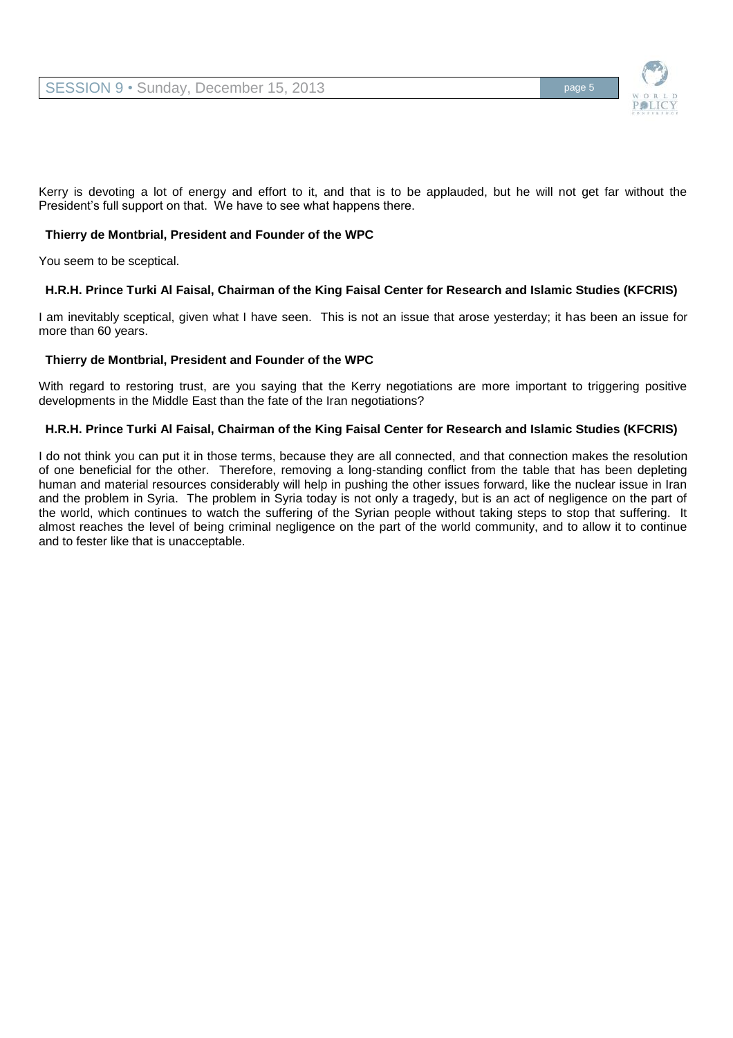Kerry is devoting a lot of energy and effort to it, and that is to be applauded, but he will not get far without the President's full support on that. We have to see what happens there.

**Thierry de Montbrial, President and Founder of the WPC**

You seem to be sceptical.

**H.R.H. Prince Turki Al Faisal, Chairman of the King Faisal Center for Research and Islamic Studies (KFCRIS)**

I am inevitably sceptical, given what I have seen. This is not an issue that arose yesterday; it has been an issue for more than 60 years.

**Thierry de Montbrial, President and Founder of the WPC**

With regard to restoring trust, are you saying that the Kerry negotiations are more important to triggering positive developments in the Middle East than the fate of the Iran negotiations?

**H.R.H. Prince Turki Al Faisal, Chairman of the King Faisal Center for Research and Islamic Studies (KFCRIS)**

I do not think you can put it in those terms, because they are all connected, and that connection makes the resolution of one beneficial for the other. Therefore, removing a long-standing conflict from the table that has been depleting human and material resources considerably will help in pushing the other issues forward, like the nuclear issue in Iran and the problem in Syria. The problem in Syria today is not only a tragedy, but is an act of negligence on the part of the world, which continues to watch the suffering of the Syrian people without taking steps to stop that suffering. It almost reaches the level of being criminal negligence on the part of the world community, and to allow it to continue and to fester like that is unacceptable.